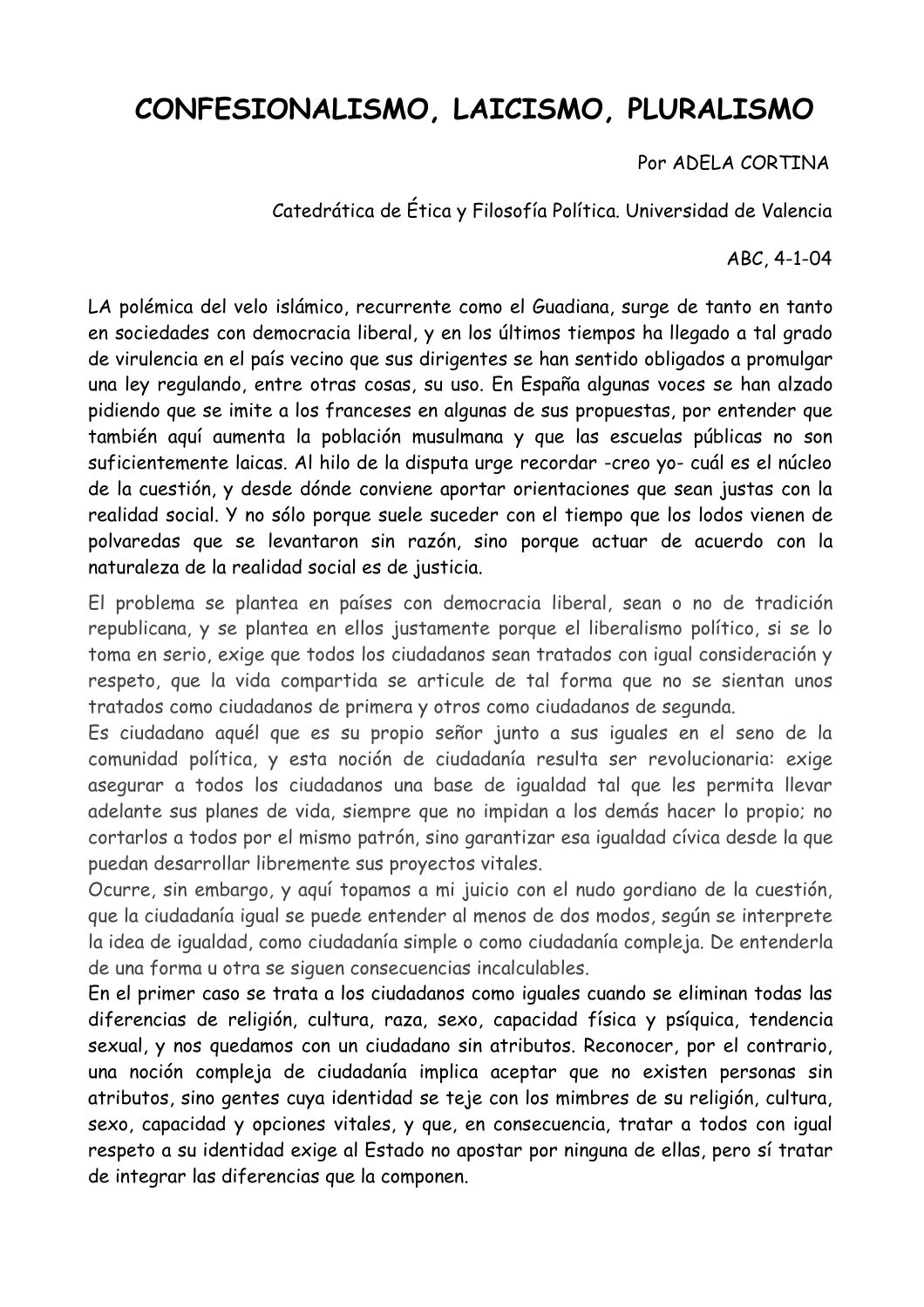# CONFESIONALISMO, LAICISMO, PLURALISMO

Por ADELA CORTINA

Catedrática de Ética y Filosofía Política. Universidad de Valencia

ABC, 4-1-04

LA polémica del velo islámico, recurrente como el Guadiana, surge de tanto en tanto en sociedades con democracia liberal, y en los últimos tiempos ha llegado a tal grado de virulencia en el país vecino que sus dirigentes se han sentido obligados a promulgar una ley regulando, entre otras cosas, su uso. En España algunas voces se han alzado pidiendo que se imite a los franceses en algunas de sus propuestas, por entender que también aquí aumenta la población musulmana y que las escuelas públicas no son suficientemente laicas. Al hilo de la disputa urge recordar -creo yo- cuál es el núcleo de la cuestión, y desde dónde conviene aportar orientaciones que sean justas con la realidad social. Y no sólo porque suele suceder con el tiempo que los lodos vienen de polvaredas que se levantaron sin razón, sino porque actuar de acuerdo con la naturaleza de la realidad social es de justicia.

El problema se plantea en países con democracia liberal, sean o no de tradición republicana, y se plantea en ellos justamente porque el liberalismo político, si se lo toma en serio, exige que todos los ciudadanos sean tratados con igual consideración y respeto, que la vida compartida se articule de tal forma que no se sientan unos tratados como ciudadanos de primera y otros como ciudadanos de segunda.

Es ciudadano aquél que es su propio señor junto a sus iguales en el seno de la comunidad política, y esta noción de ciudadanía resulta ser revolucionaria: exige asegurar a todos los ciudadanos una base de igualdad tal que les permita llevar adelante sus planes de vida, siempre que no impidan a los demás hacer lo propio; no cortarlos a todos por el mismo patrón, sino garantizar esa igualdad cívica desde la que puedan desarrollar libremente sus proyectos vitales.

Ocurre, sin embargo, y aquí topamos a mi juicio con el nudo gordiano de la cuestión, que la ciudadanía igual se puede entender al menos de dos modos, según se interprete la idea de igualdad, como ciudadanía simple o como ciudadanía compleja. De entenderla de una forma u otra se siguen consecuencias incalculables.

En el primer caso se trata a los ciudadanos como iguales cuando se eliminan todas las diferencias de religión, cultura, raza, sexo, capacidad física y psíquica, tendencia sexual, y nos quedamos con un ciudadano sin atributos. Reconocer, por el contrario, una noción compleja de ciudadanía implica aceptar que no existen personas sin atributos, sino gentes cuya identidad se teje con los mimbres de su religión, cultura, sexo, capacidad y opciones vitales, y que, en consecuencia, tratar a todos con igual respeto a su identidad exige al Estado no apostar por ninguna de ellas, pero sí tratar de integrar las diferencias que la componen.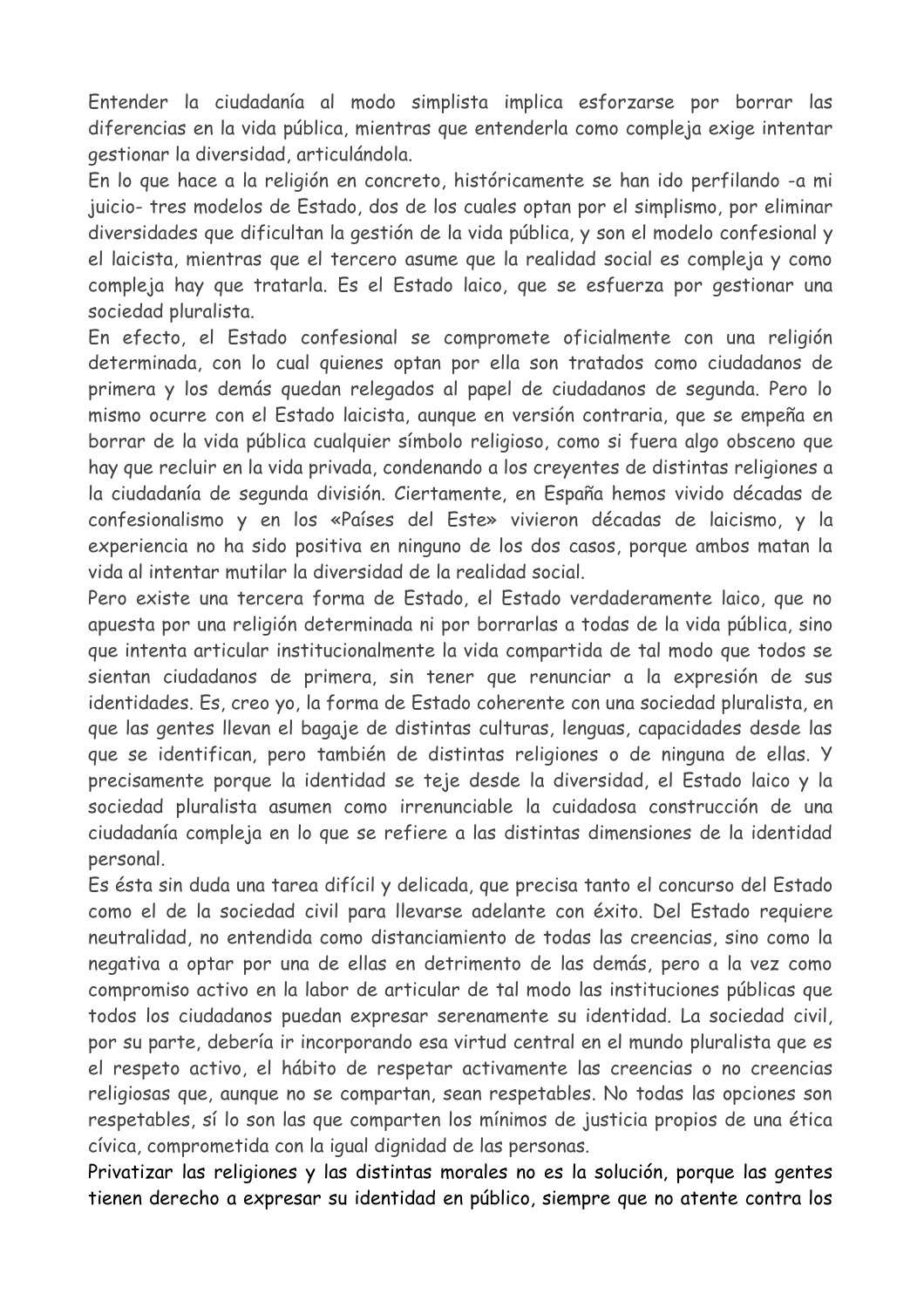Entender la ciudadanía al modo simplista implica esforzarse por borrar las diferencias en la vida pública, mientras que entenderla como compleja exige intentar gestionar la diversidad, articulándola.

En lo que hace a la religión en concreto, históricamente se han ido perfilando -a mi juicio- tres modelos de Estado, dos de los cuales optan por el simplismo, por eliminar diversidades que dificultan la gestión de la vida pública, y son el modelo confesional y el laicista, mientras que el tercero asume que la realidad social es compleja y como compleja hay que tratarla. Es el Estado laico, que se esfuerza por gestionar una sociedad pluralista.

En efecto, el Estado confesional se compromete oficialmente con una religión determinada, con lo cual quienes optan por ella son tratados como ciudadanos de primera y los demás quedan relegados al papel de ciudadanos de segunda. Pero lo mismo ocurre con el Estado laicista, aunque en versión contraria, que se empeña en borrar de la vida pública cualquier símbolo religioso, como si fuera algo obsceno que hay que recluir en la vida privada, condenando a los creyentes de distintas religiones a la ciudadanía de segunda división. Ciertamente, en España hemos vivido décadas de confesionalismo y en los «Países del Este» vivieron décadas de laicismo, y la experiencia no ha sido positiva en ninguno de los dos casos, porque ambos matan la vida al intentar mutilar la diversidad de la realidad social.

Pero existe una tercera forma de Estado, el Estado verdaderamente laico, que no apuesta por una religión determinada ni por borrarlas a todas de la vida pública, sino que intenta articular institucionalmente la vida compartida de tal modo que todos se sientan ciudadanos de primera, sin tener que renunciar a la expresión de sus identidades. Es, creo yo, la forma de Estado coherente con una sociedad pluralista, en que las gentes llevan el bagaje de distintas culturas, lenguas, capacidades desde las que se identifican, pero también de distintas religiones o de ninguna de ellas. Y precisamente porque la identidad se teje desde la diversidad, el Estado laico y la sociedad pluralista asumen como irrenunciable la cuidadosa construcción de una ciudadanía compleja en lo que se refiere a las distintas dimensiones de la identidad personal.

Es ésta sin duda una tarea difícil y delicada, que precisa tanto el concurso del Estado como el de la sociedad civil para llevarse adelante con éxito. Del Estado requiere neutralidad, no entendida como distanciamiento de todas las creencias, sino como la negativa a optar por una de ellas en detrimento de las demás, pero a la vez como compromiso activo en la labor de articular de tal modo las instituciones públicas que todos los ciudadanos puedan expresar serenamente su identidad. La sociedad civil, por su parte, debería ir incorporando esa virtud central en el mundo pluralista que es el respeto activo, el hábito de respetar activamente las creencias o no creencias religiosas que, aunque no se compartan, sean respetables. No todas las opciones son respetables, sí lo son las que comparten los mínimos de justicia propios de una ética cívica, comprometida con la igual dignidad de las personas.

Privatizar las religiones y las distintas morales no es la solución, porque las gentes tienen derecho a expresar su identidad en público, siempre que no atente contra los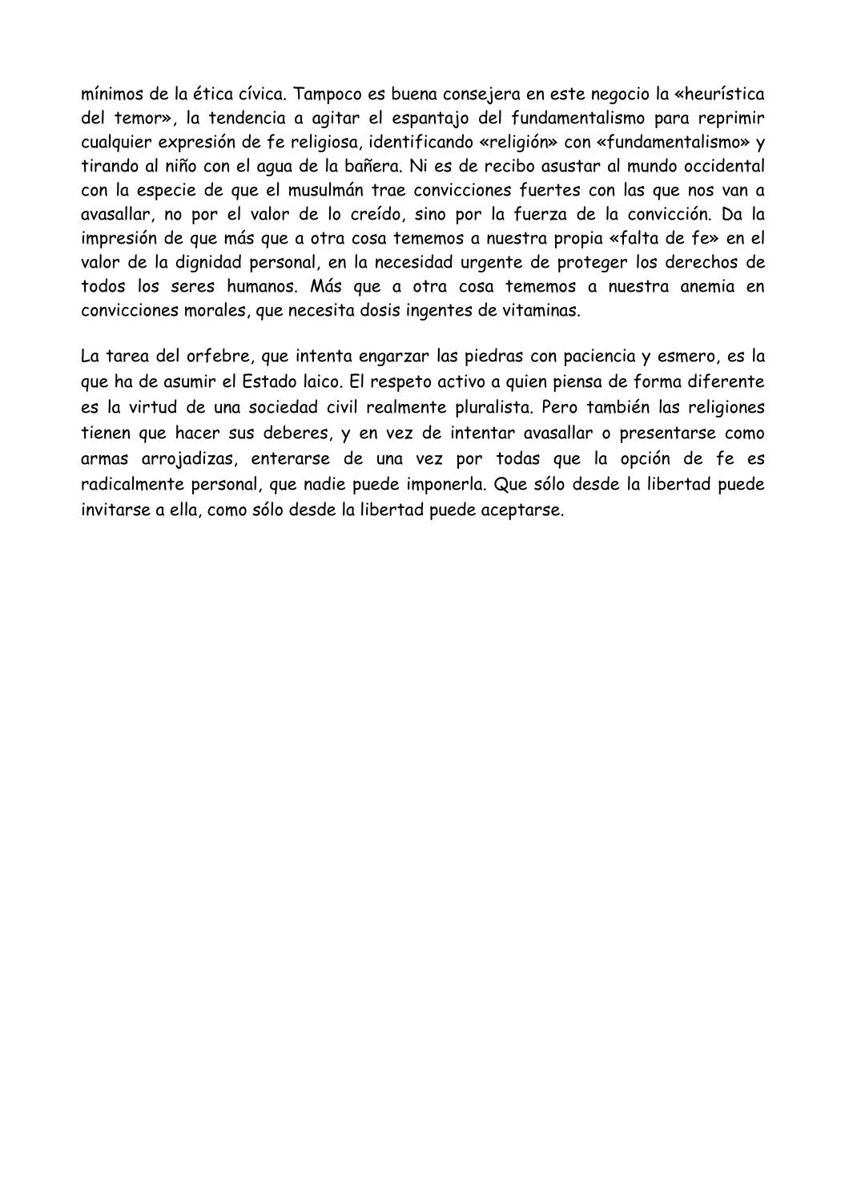mínimos de la ética cívica. Tampoco es buena consejera en este negocio la «heurística del temor», la tendencia a agitar el espantajo del fundamentalismo para reprimir cualquier expresión de fe religiosa, identificando «religión» con «fundamentalismo» y tirando al niño con el agua de la bañera. Ni es de recibo asustar al mundo occidental con la especie de que el musulmán trae convicciones fuertes con las que nos van a avasallar, no por el valor de lo creído, sino por la fuerza de la convicción. Da la impresión de que más que a otra cosa tememos a nuestra propia «falta de fe» en el valor de la dignidad personal, en la necesidad urgente de proteger los derechos de todos los seres humanos. Más que a otra cosa tememos a nuestra anemia en convicciones morales, que necesita dosis ingentes de vitaminas.

La tarea del orfebre, que intenta engarzar las piedras con paciencia y esmero, es la que ha de asumir el Estado laico. El respeto activo a quien piensa de forma diferente es la virtud de una sociedad civil realmente pluralista. Pero también las religiones tienen que hacer sus deberes, y en vez de intentar avasallar o presentarse como armas arrojadizas, enterarse de una vez por todas que la opción de fe es radicalmente personal, que nadie puede imponerla. Que sólo desde la libertad puede invitarse a ella, como sólo desde la libertad puede aceptarse.